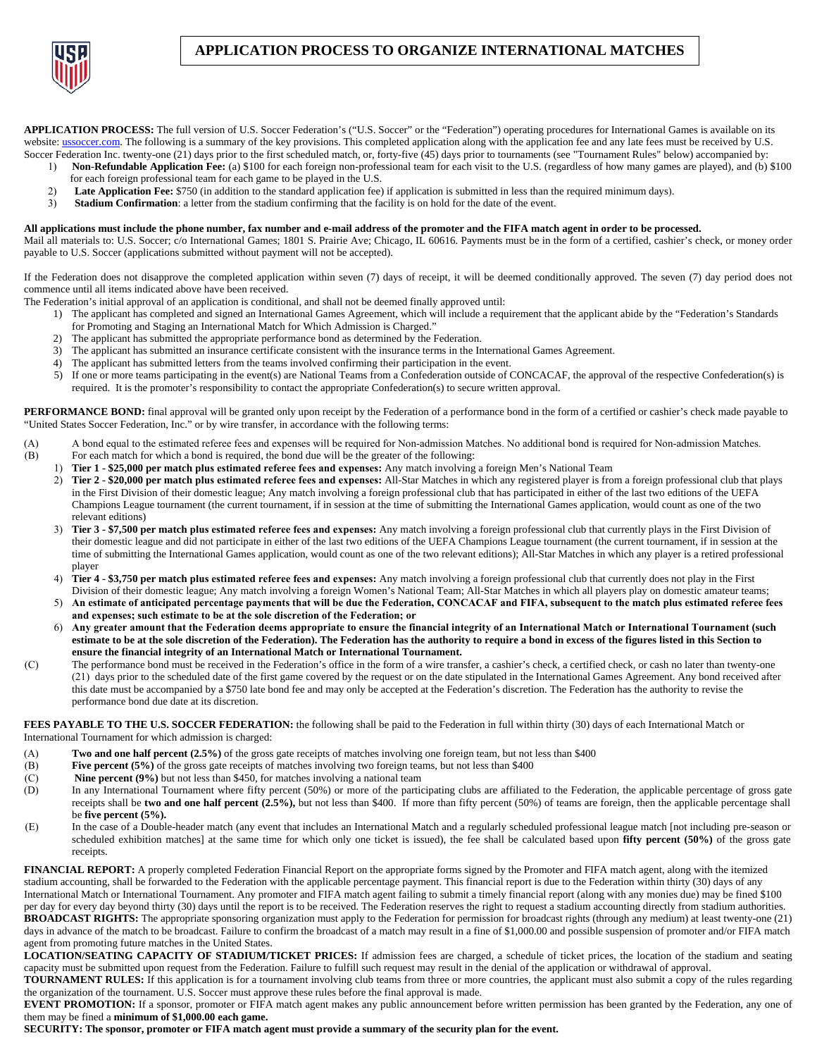# APPLICATION PROCESS TO ORGANIZE INTERNATIONAL MATCHES

**APPLICATION PROCESS:** The full version of U.S. Soccer Federation's ("U.S. Soccer" or the "Federation") operating procedures for International Games is available on its website: ussoccer.com. The following is a summary of the key provisions. This completed application along with the application fee and any late fees must be received by U.S. Soccer Federation Inc. twenty-one (21) days prior to the first scheduled match, or, forty-five (45) days prior to tournaments (see "Tournament Rules" below) accompanied by:

1) **Non-Refundable Application Fee:** (a) $100 for each foreign non-professional team for each visit to the U.S. (regardless of how many games are played), and (b) $100 for each foreign professional team for each game to be played in the U.S.
2) **Late Application Fee:** $750 (in addition to the standard application fee) if application is submitted in less than the required minimum days).
3) **Stadium Confirmation**: a letter from the stadium confirming that the facility is on hold for the date of the event.

**All applications must include the phone number, fax number and e-mail address of the promoter and the FIFA match agent in order to be processed.**
Mail all materials to: U.S. Soccer; c/o International Games; 1801 S. Prairie Ave; Chicago, IL 60616. Payments must be in the form of a certified, cashier's check, or money order payable to U.S. Soccer (applications submitted without payment will not be accepted).

If the Federation does not disapprove the completed application within seven (7) days of receipt, it will be deemed conditionally approved. The seven (7) day period does not commence until all items indicated above have been received.
The Federation's initial approval of an application is conditional, and shall not be deemed finally approved until:

1) The applicant has completed and signed an International Games Agreement, which will include a requirement that the applicant abide by the "Federation's Standards for Promoting and Staging an International Match for Which Admission is Charged."
2) The applicant has submitted the appropriate performance bond as determined by the Federation.
3) The applicant has submitted an insurance certificate consistent with the insurance terms in the International Games Agreement.
4) The applicant has submitted letters from the teams involved confirming their participation in the event.
5) If one or more teams participating in the event(s) are National Teams from a Confederation outside of CONCACAF, the approval of the respective Confederation(s) is required. It is the promoter's responsibility to contact the appropriate Confederation(s) to secure written approval.

**PERFORMANCE BOND:** final approval will be granted only upon receipt by the Federation of a performance bond in the form of a certified or cashier's check made payable to "United States Soccer Federation, Inc." or by wire transfer, in accordance with the following terms:

(A) A bond equal to the estimated referee fees and expenses will be required for Non-admission Matches. No additional bond is required for Non-admission Matches.

(B) For each match for which a bond is required, the bond due will be the greater of the following:

1) **Tier 1 - $25,000 per match plus estimated referee fees and expenses:** Any match involving a foreign Men's National Team
2) **Tier 2 - $20,000 per match plus estimated referee fees and expenses:** All-Star Matches in which any registered player is from a foreign professional club that plays in the First Division of their domestic league; Any match involving a foreign professional club that has participated in either of the last two editions of the UEFA Champions League tournament (the current tournament, if in session at the time of submitting the International Games application, would count as one of the two relevant editions)
3) **Tier 3 - $7,500 per match plus estimated referee fees and expenses:** Any match involving a foreign professional club that currently plays in the First Division of their domestic league and did not participate in either of the last two editions of the UEFA Champions League tournament (the current tournament, if in session at the time of submitting the International Games application, would count as one of the two relevant editions); All-Star Matches in which any player is a retired professional player
4) **Tier 4 - $3,750 per match plus estimated referee fees and expenses:** Any match involving a foreign professional club that currently does not play in the First Division of their domestic league; Any match involving a foreign Women's National Team; All-Star Matches in which all players play on domestic amateur teams;
5) **An estimate of anticipated percentage payments that will be due the Federation, CONCACAF and FIFA, subsequent to the match plus estimated referee fees and expenses; such estimate to be at the sole discretion of the Federation; or**
6) **Any greater amount that the Federation deems appropriate to ensure the financial integrity of an International Match or International Tournament (such estimate to be at the sole discretion of the Federation). The Federation has the authority to require a bond in excess of the figures listed in this Section to ensure the financial integrity of an International Match or International Tournament.**

(C) The performance bond must be received in the Federation's office in the form of a wire transfer, a cashier's check, a certified check, or cash no later than twenty-one (21) days prior to the scheduled date of the first game covered by the request or on the date stipulated in the International Games Agreement. Any bond received after this date must be accompanied by a $750 late bond fee and may only be accepted at the Federation's discretion. The Federation has the authority to revise the performance bond due date at its discretion.

**FEES PAYABLE TO THE U.S. SOCCER FEDERATION:** the following shall be paid to the Federation in full within thirty (30) days of each International Match or International Tournament for which admission is charged:

(A) **Two and one half percent (2.5%)** of the gross gate receipts of matches involving one foreign team, but not less than $400

(B) **Five percent (5%)** of the gross gate receipts of matches involving two foreign teams, but not less than $400

(C) **Nine percent (9%)** but not less than $450, for matches involving a national team

(D) In any International Tournament where fifty percent (50%) or more of the participating clubs are affiliated to the Federation, the applicable percentage of gross gate receipts shall be **two and one half percent (2.5%),** but not less than $400. If more than fifty percent (50%) of teams are foreign, then the applicable percentage shall be **five percent (5%).**

(E) In the case of a Double-header match (any event that includes an International Match and a regularly scheduled professional league match [not including pre-season or scheduled exhibition matches] at the same time for which only one ticket is issued), the fee shall be calculated based upon **fifty percent (50%)** of the gross gate receipts.

**FINANCIAL REPORT:** A properly completed Federation Financial Report on the appropriate forms signed by the Promoter and FIFA match agent, along with the itemized stadium accounting, shall be forwarded to the Federation with the applicable percentage payment. This financial report is due to the Federation within thirty (30) days of any International Match or International Tournament. Any promoter and FIFA match agent failing to submit a timely financial report (along with any monies due) may be fined $100 per day for every day beyond thirty (30) days until the report is to be received. The Federation reserves the right to request a stadium accounting directly from stadium authorities.

**BROADCAST RIGHTS:** The appropriate sponsoring organization must apply to the Federation for permission for broadcast rights (through any medium) at least twenty-one (21) days in advance of the match to be broadcast. Failure to confirm the broadcast of a match may result in a fine of $1,000.00 and possible suspension of promoter and/or FIFA match agent from promoting future matches in the United States.

**LOCATION/SEATING CAPACITY OF STADIUM/TICKET PRICES:** If admission fees are charged, a schedule of ticket prices, the location of the stadium and seating capacity must be submitted upon request from the Federation. Failure to fulfill such request may result in the denial of the application or withdrawal of approval.

**TOURNAMENT RULES:** If this application is for a tournament involving club teams from three or more countries, the applicant must also submit a copy of the rules regarding the organization of the tournament. U.S. Soccer must approve these rules before the final approval is made.

**EVENT PROMOTION:** If a sponsor, promoter or FIFA match agent makes any public announcement before written permission has been granted by the Federation, any one of them may be fined a **minimum of $1,000.00 each game.**

**SECURITY: The sponsor, promoter or FIFA match agent must provide a summary of the security plan for the event.**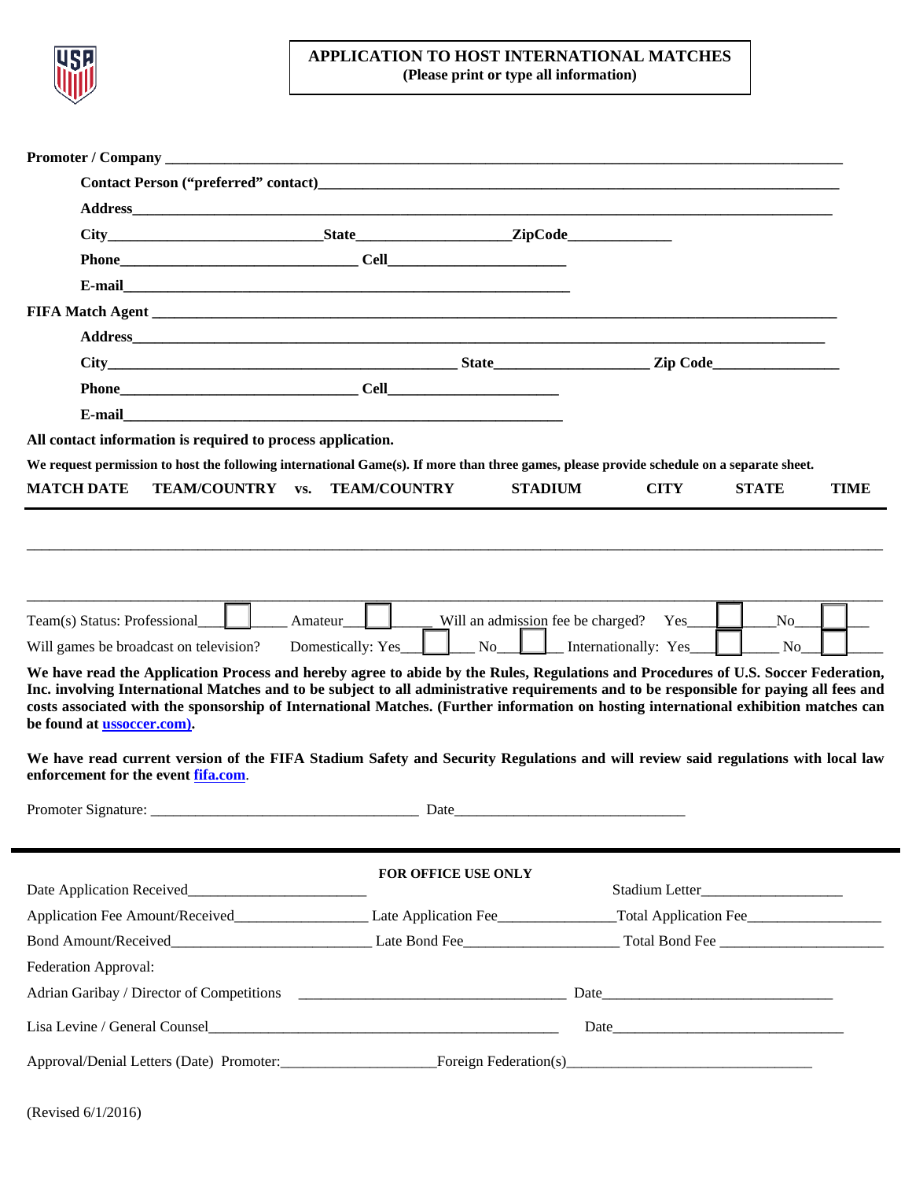# APPLICATION TO HOST INTERNATIONAL MATCHES

**(Please print or type all information)**

**Promoter / Company** ___________________________________________________________________________

**Contact Person ("preferred" contact)**______________________________________________________________

**Address**________________________________________________________________________________

**City**___________________________**State**____________________**ZipCode**_____________

**Phone**________________________________ **Cell**________________________

**E-mail**______________________________________________________________

**FIFA Match Agent** _______________________________________________________________________

**Address**_______________________________________________________________________________

**City**_______________________________________________ **State**____________________ **Zip Code**________________

**Phone**________________________________ **Cell**________________________

**E-mail**______________________________________________________________

**All contact information is required to process application.**

**We request permission to host the following international Game(s). If more than three games, please provide schedule on a separate sheet.**

| MATCH DATE | TEAM/COUNTRY | vs. | TEAM/COUNTRY | STADIUM | CITY | STATE | TIME |
|---|---|---|---|---|---|---|---|
| | | | | | | | |
| | | | | | | | |

Team(s) Status: Professional____☐____ Amateur____☐____ Will an admission fee be charged? Yes____☐____No____☐____

Will games be broadcast on television? Domestically: Yes____☐____ No____☐____ Internationally: Yes____☐____ No____☐____

**We have read the Application Process and hereby agree to abide by the Rules, Regulations and Procedures of U.S. Soccer Federation, Inc. involving International Matches and to be subject to all administrative requirements and to be responsible for paying all fees and costs associated with the sponsorship of International Matches. (Further information on hosting international exhibition matches can be found at ussoccer.com).**

**We have read current version of the FIFA Stadium Safety and Security Regulations and will review said regulations with local law enforcement for the event fifa.com.**

Promoter Signature: ____________________________________ Date________________________________

**FOR OFFICE USE ONLY**

Date Application Received________________________ Stadium Letter___________________

Application Fee Amount/Received_________________ Late Application Fee_______________Total Application Fee_________________

Bond Amount/Received__________________________ Late Bond Fee____________________ Total Bond Fee _____________________

Federation Approval:

Adrian Garibay / Director of Competitions ____________________________________ Date_______________________________

Lisa Levine / General Counsel_________________________________________________ Date_______________________________

Approval/Denial Letters (Date) Promoter:____________________Foreign Federation(s)________________________________

(Revised 6/1/2016)